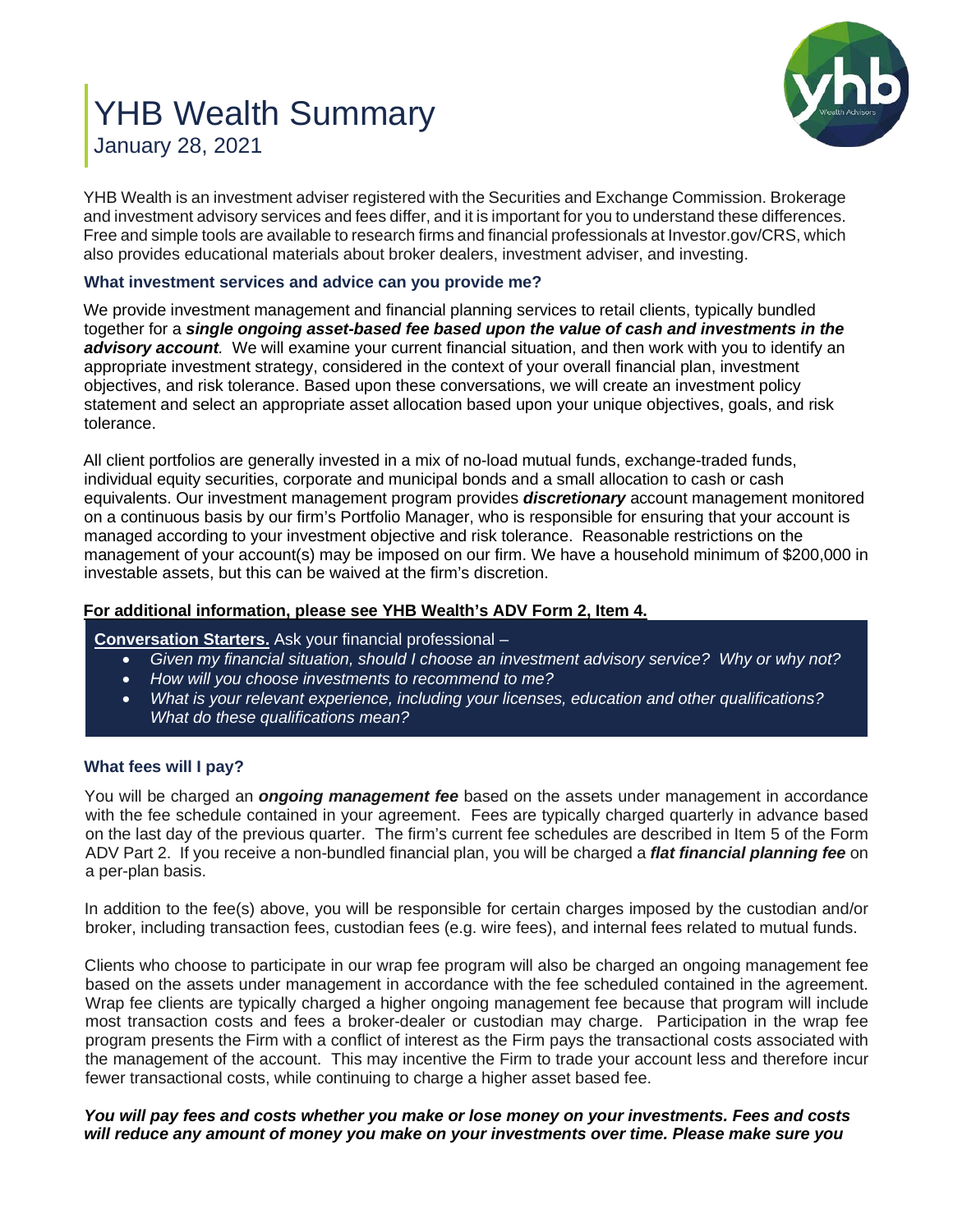# YHB Wealth Summary

January 28, 2021

YHB Wealth is an investment adviser registered with the Securities and Exchange Commission. Brokerage and investment advisory services and fees differ, and it is important for you to understand these differences. Free and simple tools are available to research firms and financial professionals at Investor.gov/CRS, which also provides educational materials about broker dealers, investment adviser, and investing.

### What investment services and advice can you provide me?

We provide investment management and financial planning services to retail clients, typically bundled together for a ***single ongoing asset-based fee based upon the value of cash and investments in the advisory account***. We will examine your current financial situation, and then work with you to identify an appropriate investment strategy, considered in the context of your overall financial plan, investment objectives, and risk tolerance. Based upon these conversations, we will create an investment policy statement and select an appropriate asset allocation based upon your unique objectives, goals, and risk tolerance.

All client portfolios are generally invested in a mix of no-load mutual funds, exchange-traded funds, individual equity securities, corporate and municipal bonds and a small allocation to cash or cash equivalents. Our investment management program provides ***discretionary*** account management monitored on a continuous basis by our firm's Portfolio Manager, who is responsible for ensuring that your account is managed according to your investment objective and risk tolerance. Reasonable restrictions on the management of your account(s) may be imposed on our firm. We have a household minimum of $200,000 in investable assets, but this can be waived at the firm's discretion.

**For additional information, please see YHB Wealth's ADV Form 2, Item 4.**

**Conversation Starters.** Ask your financial professional –

- *Given my financial situation, should I choose an investment advisory service? Why or why not?*
- *How will you choose investments to recommend to me?*
- *What is your relevant experience, including your licenses, education and other qualifications? What do these qualifications mean?*

### What fees will I pay?

You will be charged an ***ongoing management fee*** based on the assets under management in accordance with the fee schedule contained in your agreement. Fees are typically charged quarterly in advance based on the last day of the previous quarter. The firm's current fee schedules are described in Item 5 of the Form ADV Part 2. If you receive a non-bundled financial plan, you will be charged a ***flat financial planning fee*** on a per-plan basis.

In addition to the fee(s) above, you will be responsible for certain charges imposed by the custodian and/or broker, including transaction fees, custodian fees (e.g. wire fees), and internal fees related to mutual funds.

Clients who choose to participate in our wrap fee program will also be charged an ongoing management fee based on the assets under management in accordance with the fee scheduled contained in the agreement. Wrap fee clients are typically charged a higher ongoing management fee because that program will include most transaction costs and fees a broker-dealer or custodian may charge. Participation in the wrap fee program presents the Firm with a conflict of interest as the Firm pays the transactional costs associated with the management of the account. This may incentive the Firm to trade your account less and therefore incur fewer transactional costs, while continuing to charge a higher asset based fee.

***You will pay fees and costs whether you make or lose money on your investments. Fees and costs will reduce any amount of money you make on your investments over time. Please make sure you***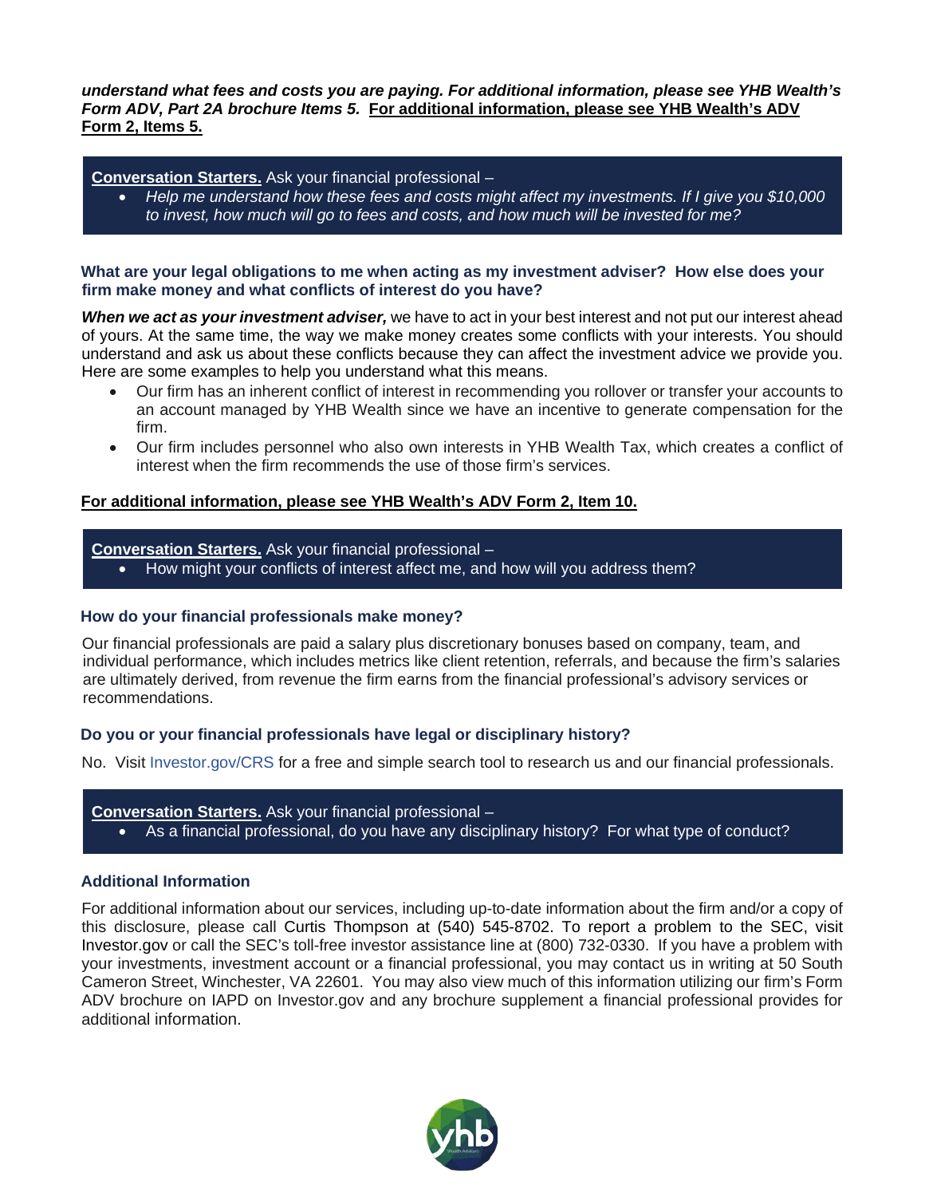***understand what fees and costs you are paying. For additional information, please see YHB Wealth's Form ADV, Part 2A brochure Items 5.*** **For additional information, please see YHB Wealth's ADV Form 2, Items 5.**

**Conversation Starters.** Ask your financial professional –

- *Help me understand how these fees and costs might affect my investments. If I give you $10,000 to invest, how much will go to fees and costs, and how much will be invested for me?*

### What are your legal obligations to me when acting as my investment adviser? How else does your firm make money and what conflicts of interest do you have?

***When we act as your investment adviser,*** we have to act in your best interest and not put our interest ahead of yours. At the same time, the way we make money creates some conflicts with your interests. You should understand and ask us about these conflicts because they can affect the investment advice we provide you. Here are some examples to help you understand what this means.

- Our firm has an inherent conflict of interest in recommending you rollover or transfer your accounts to an account managed by YHB Wealth since we have an incentive to generate compensation for the firm.
- Our firm includes personnel who also own interests in YHB Wealth Tax, which creates a conflict of interest when the firm recommends the use of those firm's services.

**For additional information, please see YHB Wealth's ADV Form 2, Item 10.**

**Conversation Starters.** Ask your financial professional –

- How might your conflicts of interest affect me, and how will you address them?

### How do your financial professionals make money?

Our financial professionals are paid a salary plus discretionary bonuses based on company, team, and individual performance, which includes metrics like client retention, referrals, and because the firm's salaries are ultimately derived, from revenue the firm earns from the financial professional's advisory services or recommendations.

### Do you or your financial professionals have legal or disciplinary history?

No. Visit Investor.gov/CRS for a free and simple search tool to research us and our financial professionals.

**Conversation Starters.** Ask your financial professional –

- As a financial professional, do you have any disciplinary history? For what type of conduct?

### Additional Information

For additional information about our services, including up-to-date information about the firm and/or a copy of this disclosure, please call Curtis Thompson at (540) 545-8702. To report a problem to the SEC, visit Investor.gov or call the SEC's toll-free investor assistance line at (800) 732-0330. If you have a problem with your investments, investment account or a financial professional, you may contact us in writing at 50 South Cameron Street, Winchester, VA 22601. You may also view much of this information utilizing our firm's Form ADV brochure on IAPD on Investor.gov and any brochure supplement a financial professional provides for additional information.